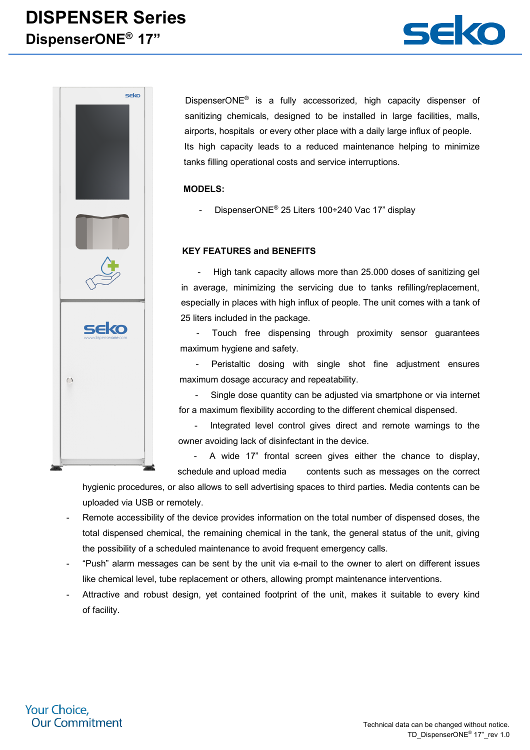# DISPENSER Series

## DispenserONE® 17”

DispenserONE® is a fully accessorized, high capacity dispenser of sanitizing chemicals, designed to be installed in large facilities, malls, airports, hospitals or every other place with a daily large influx of people.
Its high capacity leads to a reduced maintenance helping to minimize tanks filling operational costs and service interruptions.

**MODELS:**

- DispenserONE® 25 Liters 100÷240 Vac 17” display

**KEY FEATURES and BENEFITS**

- High tank capacity allows more than 25.000 doses of sanitizing gel in average, minimizing the servicing due to tanks refilling/replacement, especially in places with high influx of people. The unit comes with a tank of 25 liters included in the package.
- Touch free dispensing through proximity sensor guarantees maximum hygiene and safety.
- Peristaltic dosing with single shot fine adjustment ensures maximum dosage accuracy and repeatability.
- Single dose quantity can be adjusted via smartphone or via internet for a maximum flexibility according to the different chemical dispensed.
- Integrated level control gives direct and remote warnings to the owner avoiding lack of disinfectant in the device.
- A wide 17” frontal screen gives either the chance to display, schedule and upload media contents such as messages on the correct hygienic procedures, or also allows to sell advertising spaces to third parties. Media contents can be uploaded via USB or remotely.
- Remote accessibility of the device provides information on the total number of dispensed doses, the total dispensed chemical, the remaining chemical in the tank, the general status of the unit, giving the possibility of a scheduled maintenance to avoid frequent emergency calls.
- “Push” alarm messages can be sent by the unit via e-mail to the owner to alert on different issues like chemical level, tube replacement or others, allowing prompt maintenance interventions.
- Attractive and robust design, yet contained footprint of the unit, makes it suitable to every kind of facility.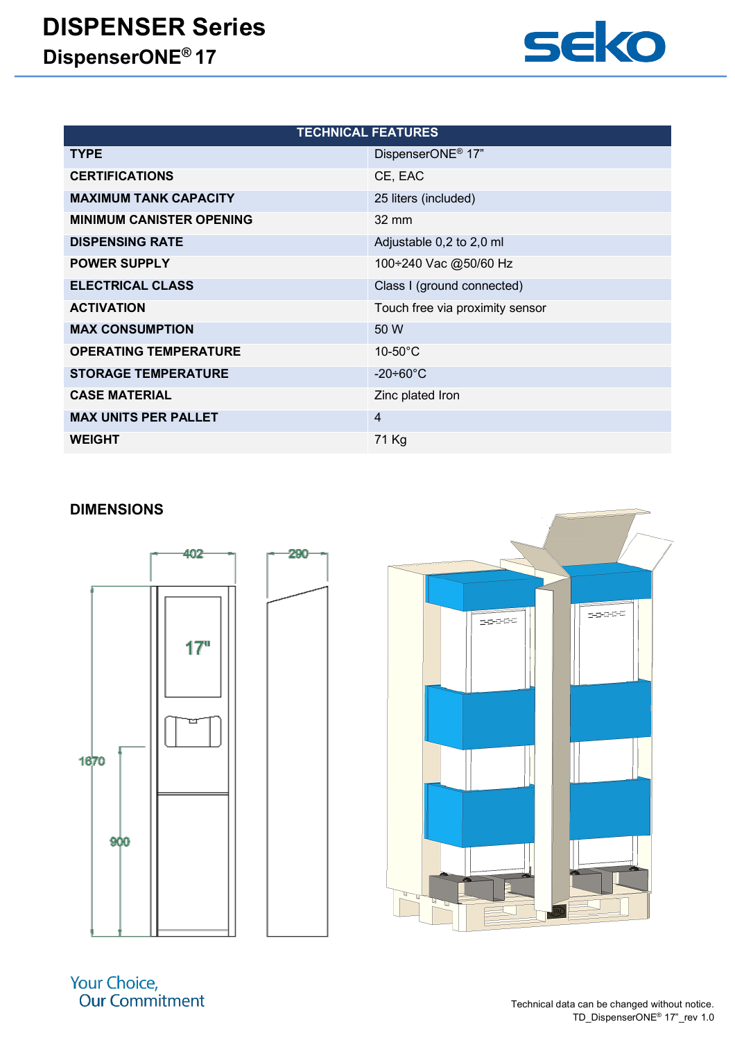# DISPENSER Series

## DispenserONE® 17

| TECHNICAL FEATURES | |
|---|---|
| **TYPE** | DispenserONE® 17” |
| **CERTIFICATIONS** | CE, EAC |
| **MAXIMUM TANK CAPACITY** | 25 liters (included) |
| **MINIMUM CANISTER OPENING** | 32 mm |
| **DISPENSING RATE** | Adjustable 0,2 to 2,0 ml |
| **POWER SUPPLY** | 100÷240 Vac @50/60 Hz |
| **ELECTRICAL CLASS** | Class I (ground connected) |
| **ACTIVATION** | Touch free via proximity sensor |
| **MAX CONSUMPTION** | 50 W |
| **OPERATING TEMPERATURE** | 10-50°C |
| **STORAGE TEMPERATURE** | -20÷60°C |
| **CASE MATERIAL** | Zinc plated Iron |
| **MAX UNITS PER PALLET** | 4 |
| **WEIGHT** | 71 Kg |

## DIMENSIONS

402
290
17"
1670
900

Your Choice,
Our Commitment

Technical data can be changed without notice.
TD_DispenserONE® 17”_rev 1.0